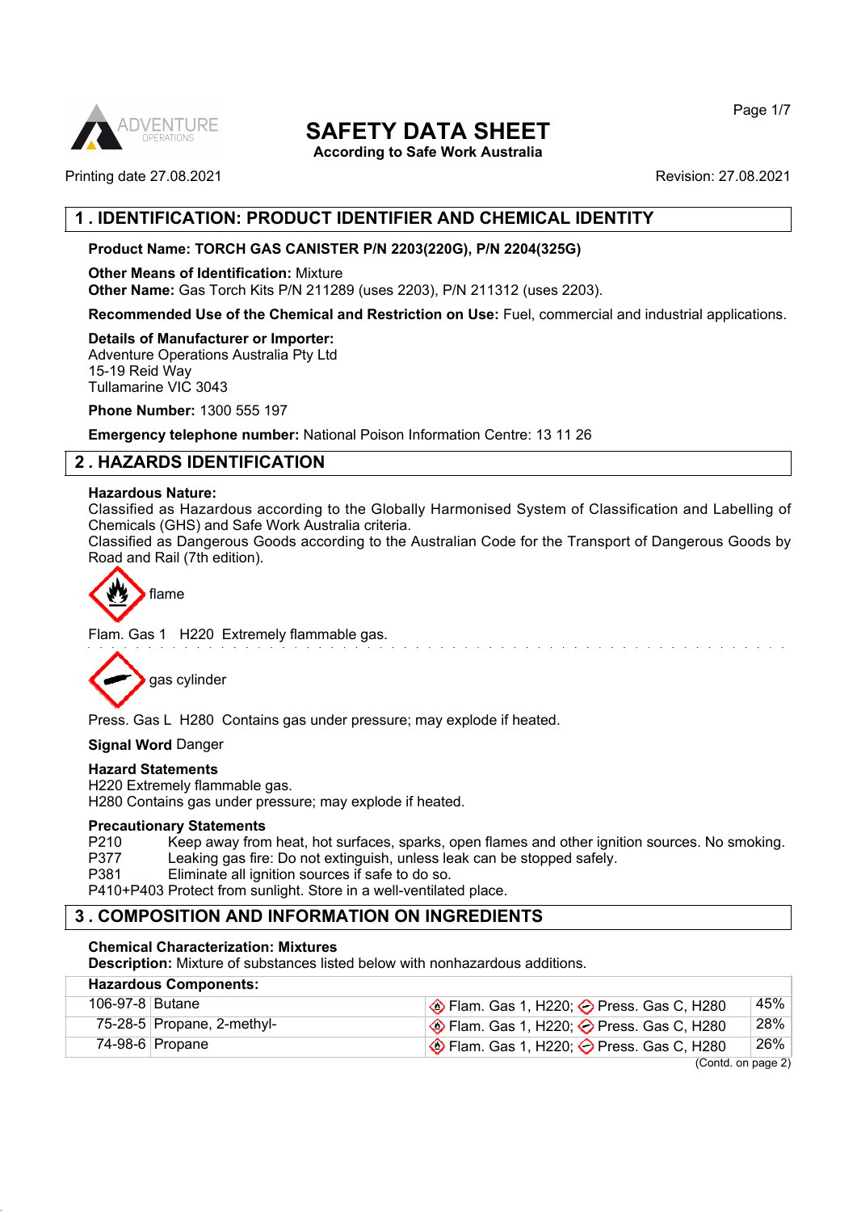# SAFETY DATA SHEET

**According to Safe Work Australia**

Printing date 27.08.2021 Revision: 27.08.2021

## 1 . IDENTIFICATION: PRODUCT IDENTIFIER AND CHEMICAL IDENTITY

**Product Name: TORCH GAS CANISTER P/N 2203(220G), P/N 2204(325G)**

**Other Means of Identification:** Mixture
**Other Name:** Gas Torch Kits P/N 211289 (uses 2203), P/N 211312 (uses 2203).

**Recommended Use of the Chemical and Restriction on Use:** Fuel, commercial and industrial applications.

**Details of Manufacturer or Importer:**
Adventure Operations Australia Pty Ltd
15-19 Reid Way
Tullamarine VIC 3043

**Phone Number:** 1300 555 197

**Emergency telephone number:** National Poison Information Centre: 13 11 26

## 2 . HAZARDS IDENTIFICATION

**Hazardous Nature:**
Classified as Hazardous according to the Globally Harmonised System of Classification and Labelling of Chemicals (GHS) and Safe Work Australia criteria.
Classified as Dangerous Goods according to the Australian Code for the Transport of Dangerous Goods by Road and Rail (7th edition).

flame

Flam. Gas 1 H220 Extremely flammable gas.

gas cylinder

Press. Gas L H280 Contains gas under pressure; may explode if heated.

**Signal Word** Danger

**Hazard Statements**
H220 Extremely flammable gas.
H280 Contains gas under pressure; may explode if heated.

**Precautionary Statements**
P210 Keep away from heat, hot surfaces, sparks, open flames and other ignition sources. No smoking.
P377 Leaking gas fire: Do not extinguish, unless leak can be stopped safely.
P381 Eliminate all ignition sources if safe to do so.
P410+P403 Protect from sunlight. Store in a well-ventilated place.

## 3 . COMPOSITION AND INFORMATION ON INGREDIENTS

**Chemical Characterization: Mixtures**
**Description:** Mixture of substances listed below with nonhazardous additions.

| **Hazardous Components:** | | | |
|---|---|---|---|
| 106-97-8 | Butane | Flam. Gas 1, H220; Press. Gas C, H280 | 45% |
| 75-28-5 | Propane, 2-methyl- | Flam. Gas 1, H220; Press. Gas C, H280 | 28% |
| 74-98-6 | Propane | Flam. Gas 1, H220; Press. Gas C, H280 | 26% |

(Contd. on page 2)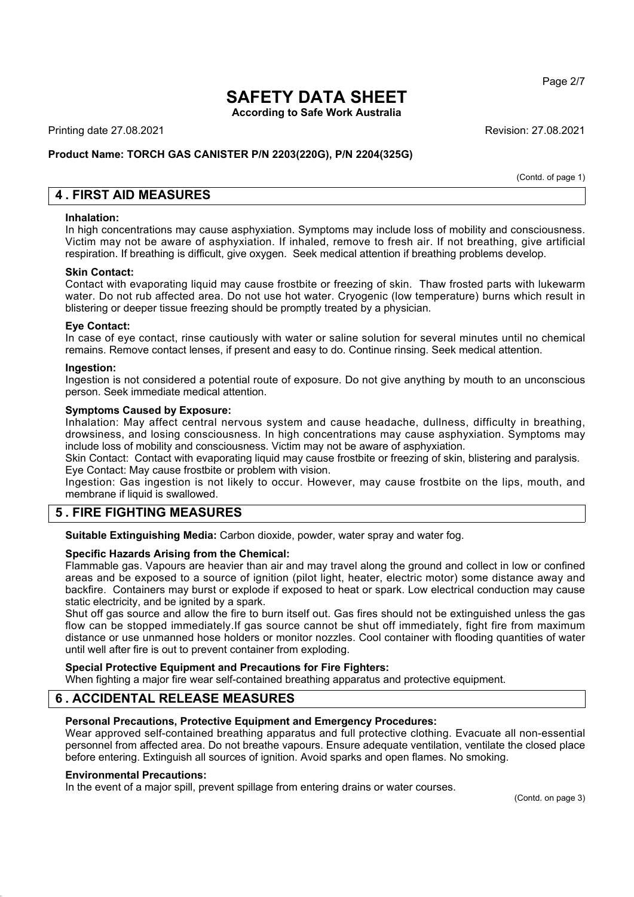(Contd. of page 1)

## 4 . FIRST AID MEASURES

**Inhalation:**
In high concentrations may cause asphyxiation. Symptoms may include loss of mobility and consciousness. Victim may not be aware of asphyxiation. If inhaled, remove to fresh air. If not breathing, give artificial respiration. If breathing is difficult, give oxygen. Seek medical attention if breathing problems develop.

**Skin Contact:**
Contact with evaporating liquid may cause frostbite or freezing of skin. Thaw frosted parts with lukewarm water. Do not rub affected area. Do not use hot water. Cryogenic (low temperature) burns which result in blistering or deeper tissue freezing should be promptly treated by a physician.

**Eye Contact:**
In case of eye contact, rinse cautiously with water or saline solution for several minutes until no chemical remains. Remove contact lenses, if present and easy to do. Continue rinsing. Seek medical attention.

**Ingestion:**
Ingestion is not considered a potential route of exposure. Do not give anything by mouth to an unconscious person. Seek immediate medical attention.

**Symptoms Caused by Exposure:**
Inhalation: May affect central nervous system and cause headache, dullness, difficulty in breathing, drowsiness, and losing consciousness. In high concentrations may cause asphyxiation. Symptoms may include loss of mobility and consciousness. Victim may not be aware of asphyxiation.
Skin Contact: Contact with evaporating liquid may cause frostbite or freezing of skin, blistering and paralysis.
Eye Contact: May cause frostbite or problem with vision.
Ingestion: Gas ingestion is not likely to occur. However, may cause frostbite on the lips, mouth, and membrane if liquid is swallowed.

## 5 . FIRE FIGHTING MEASURES

**Suitable Extinguishing Media:** Carbon dioxide, powder, water spray and water fog.

**Specific Hazards Arising from the Chemical:**
Flammable gas. Vapours are heavier than air and may travel along the ground and collect in low or confined areas and be exposed to a source of ignition (pilot light, heater, electric motor) some distance away and backfire. Containers may burst or explode if exposed to heat or spark. Low electrical conduction may cause static electricity, and be ignited by a spark.
Shut off gas source and allow the fire to burn itself out. Gas fires should not be extinguished unless the gas flow can be stopped immediately.If gas source cannot be shut off immediately, fight fire from maximum distance or use unmanned hose holders or monitor nozzles. Cool container with flooding quantities of water until well after fire is out to prevent container from exploding.

**Special Protective Equipment and Precautions for Fire Fighters:**
When fighting a major fire wear self-contained breathing apparatus and protective equipment.

## 6 . ACCIDENTAL RELEASE MEASURES

**Personal Precautions, Protective Equipment and Emergency Procedures:**
Wear approved self-contained breathing apparatus and full protective clothing. Evacuate all non-essential personnel from affected area. Do not breathe vapours. Ensure adequate ventilation, ventilate the closed place before entering. Extinguish all sources of ignition. Avoid sparks and open flames. No smoking.

**Environmental Precautions:**
In the event of a major spill, prevent spillage from entering drains or water courses.

(Contd. on page 3)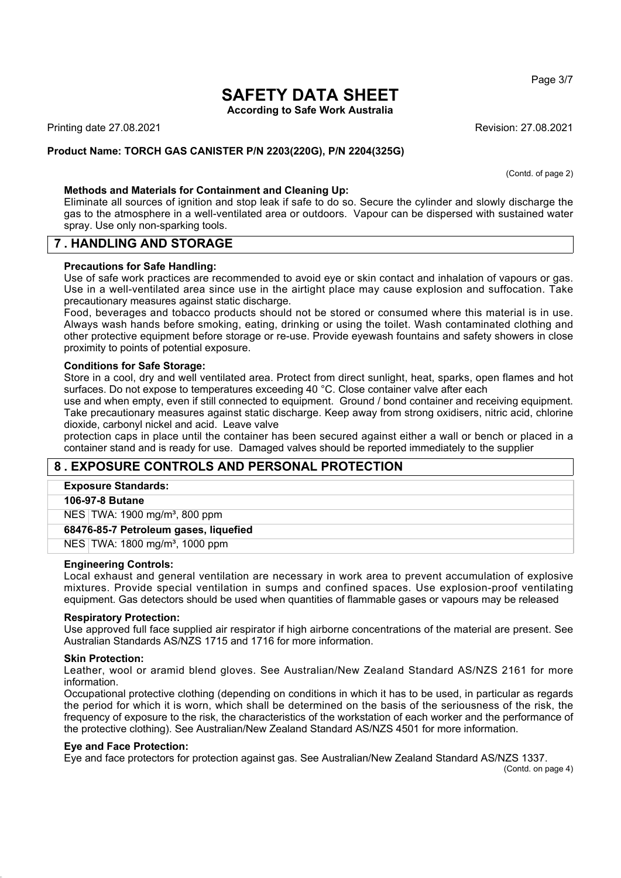(Contd. of page 2)

**Methods and Materials for Containment and Cleaning Up:**

Eliminate all sources of ignition and stop leak if safe to do so. Secure the cylinder and slowly discharge the gas to the atmosphere in a well-ventilated area or outdoors. Vapour can be dispersed with sustained water spray. Use only non-sparking tools.

## 7 . HANDLING AND STORAGE

**Precautions for Safe Handling:**

Use of safe work practices are recommended to avoid eye or skin contact and inhalation of vapours or gas. Use in a well-ventilated area since use in the airtight place may cause explosion and suffocation. Take precautionary measures against static discharge.

Food, beverages and tobacco products should not be stored or consumed where this material is in use. Always wash hands before smoking, eating, drinking or using the toilet. Wash contaminated clothing and other protective equipment before storage or re-use. Provide eyewash fountains and safety showers in close proximity to points of potential exposure.

**Conditions for Safe Storage:**

Store in a cool, dry and well ventilated area. Protect from direct sunlight, heat, sparks, open flames and hot surfaces. Do not expose to temperatures exceeding 40 °C. Close container valve after each use and when empty, even if still connected to equipment. Ground / bond container and receiving equipment. Take precautionary measures against static discharge. Keep away from strong oxidisers, nitric acid, chlorine dioxide, carbonyl nickel and acid. Leave valve protection caps in place until the container has been secured against either a wall or bench or placed in a container stand and is ready for use. Damaged valves should be reported immediately to the supplier

## 8 . EXPOSURE CONTROLS AND PERSONAL PROTECTION

| **Exposure Standards:** | |
|---|---|
| **106-97-8 Butane** | |
| NES | TWA: 1900 mg/m³, 800 ppm |
| **68476-85-7 Petroleum gases, liquefied** | |
| NES | TWA: 1800 mg/m³, 1000 ppm |

**Engineering Controls:**

Local exhaust and general ventilation are necessary in work area to prevent accumulation of explosive mixtures. Provide special ventilation in sumps and confined spaces. Use explosion-proof ventilating equipment. Gas detectors should be used when quantities of flammable gases or vapours may be released

**Respiratory Protection:**

Use approved full face supplied air respirator if high airborne concentrations of the material are present. See Australian Standards AS/NZS 1715 and 1716 for more information.

**Skin Protection:**

Leather, wool or aramid blend gloves. See Australian/New Zealand Standard AS/NZS 2161 for more information.

Occupational protective clothing (depending on conditions in which it has to be used, in particular as regards the period for which it is worn, which shall be determined on the basis of the seriousness of the risk, the frequency of exposure to the risk, the characteristics of the workstation of each worker and the performance of the protective clothing). See Australian/New Zealand Standard AS/NZS 4501 for more information.

**Eye and Face Protection:**

Eye and face protectors for protection against gas. See Australian/New Zealand Standard AS/NZS 1337.

(Contd. on page 4)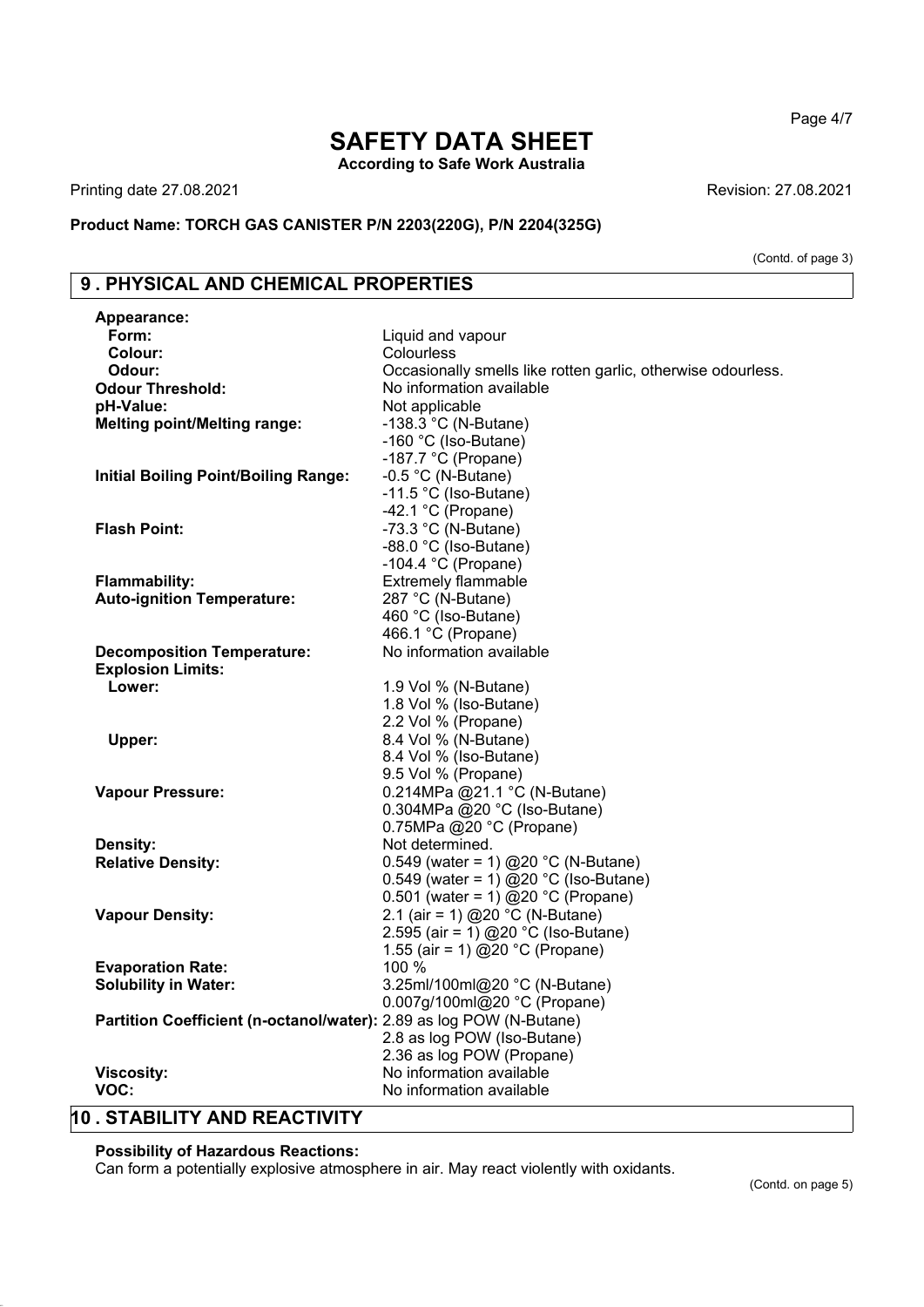# SAFETY DATA SHEET

**According to Safe Work Australia**

Printing date 27.08.2021 Revision: 27.08.2021

**Product Name: TORCH GAS CANISTER P/N 2203(220G), P/N 2204(325G)**

(Contd. of page 3)

## 9 . PHYSICAL AND CHEMICAL PROPERTIES

| | |
|---|---|
| **Appearance:** | |
| **Form:** | Liquid and vapour |
| **Colour:** | Colourless |
| **Odour:** | Occasionally smells like rotten garlic, otherwise odourless. |
| **Odour Threshold:** | No information available |
| **pH-Value:** | Not applicable |
| **Melting point/Melting range:** | -138.3 °C (N-Butane)<br>-160 °C (Iso-Butane)<br>-187.7 °C (Propane) |
| **Initial Boiling Point/Boiling Range:** | -0.5 °C (N-Butane)<br>-11.5 °C (Iso-Butane)<br>-42.1 °C (Propane) |
| **Flash Point:** | -73.3 °C (N-Butane)<br>-88.0 °C (Iso-Butane)<br>-104.4 °C (Propane) |
| **Flammability:** | Extremely flammable |
| **Auto-ignition Temperature:** | 287 °C (N-Butane)<br>460 °C (Iso-Butane)<br>466.1 °C (Propane) |
| **Decomposition Temperature:** | No information available |
| **Explosion Limits:** | |
| **Lower:** | 1.9 Vol % (N-Butane)<br>1.8 Vol % (Iso-Butane)<br>2.2 Vol % (Propane) |
| **Upper:** | 8.4 Vol % (N-Butane)<br>8.4 Vol % (Iso-Butane)<br>9.5 Vol % (Propane) |
| **Vapour Pressure:** | 0.214MPa @21.1 °C (N-Butane)<br>0.304MPa @20 °C (Iso-Butane)<br>0.75MPa @20 °C (Propane) |
| **Density:** | Not determined. |
| **Relative Density:** | 0.549 (water = 1) @20 °C (N-Butane)<br>0.549 (water = 1) @20 °C (Iso-Butane)<br>0.501 (water = 1) @20 °C (Propane) |
| **Vapour Density:** | 2.1 (air = 1) @20 °C (N-Butane)<br>2.595 (air = 1) @20 °C (Iso-Butane)<br>1.55 (air = 1) @20 °C (Propane) |
| **Evaporation Rate:** | 100 % |
| **Solubility in Water:** | 3.25ml/100ml@20 °C (N-Butane)<br>0.007g/100ml@20 °C (Propane) |
| **Partition Coefficient (n-octanol/water):** | 2.89 as log POW (N-Butane)<br>2.8 as log POW (Iso-Butane)<br>2.36 as log POW (Propane) |
| **Viscosity:** | No information available |
| **VOC:** | No information available |

## 10 . STABILITY AND REACTIVITY

**Possibility of Hazardous Reactions:**

Can form a potentially explosive atmosphere in air. May react violently with oxidants.

(Contd. on page 5)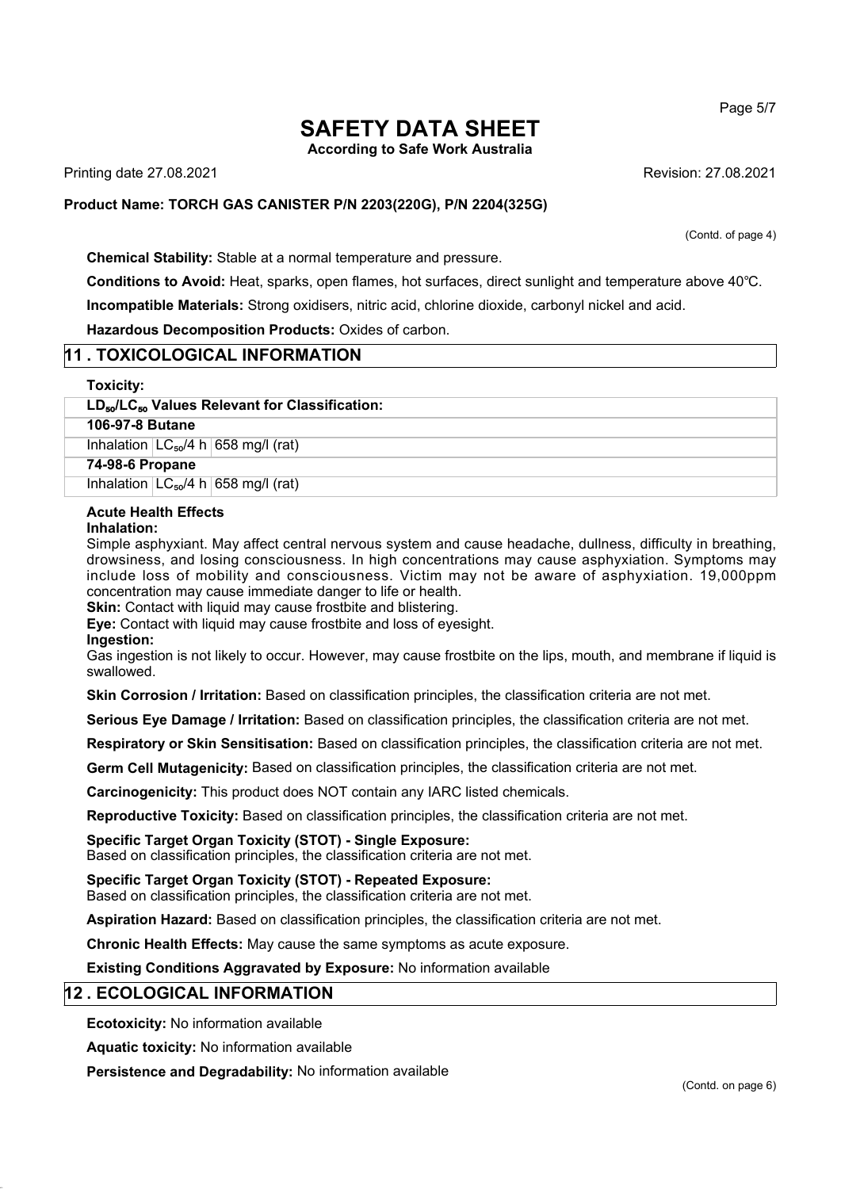# SAFETY DATA SHEET

**According to Safe Work Australia**

Printing date 27.08.2021 Revision: 27.08.2021

**Product Name: TORCH GAS CANISTER P/N 2203(220G), P/N 2204(325G)**

(Contd. of page 4)

**Chemical Stability:** Stable at a normal temperature and pressure.

**Conditions to Avoid:** Heat, sparks, open flames, hot surfaces, direct sunlight and temperature above 40℃.

**Incompatible Materials:** Strong oxidisers, nitric acid, chlorine dioxide, carbonyl nickel and acid.

**Hazardous Decomposition Products:** Oxides of carbon.

## 11 . TOXICOLOGICAL INFORMATION

**Toxicity:**

| **$LD_{50}/LC_{50}$ Values Relevant for Classification:** | | |
|---|---|---|
| **106-97-8 Butane** | | |
| Inhalation | $LC_{50}$/4 h | 658 mg/l (rat) |
| **74-98-6 Propane** | | |
| Inhalation | $LC_{50}$/4 h | 658 mg/l (rat) |

**Acute Health Effects**

**Inhalation:**

Simple asphyxiant. May affect central nervous system and cause headache, dullness, difficulty in breathing, drowsiness, and losing consciousness. In high concentrations may cause asphyxiation. Symptoms may include loss of mobility and consciousness. Victim may not be aware of asphyxiation. 19,000ppm concentration may cause immediate danger to life or health.

**Skin:** Contact with liquid may cause frostbite and blistering.

**Eye:** Contact with liquid may cause frostbite and loss of eyesight.

**Ingestion:**

Gas ingestion is not likely to occur. However, may cause frostbite on the lips, mouth, and membrane if liquid is swallowed.

**Skin Corrosion / Irritation:** Based on classification principles, the classification criteria are not met.

**Serious Eye Damage / Irritation:** Based on classification principles, the classification criteria are not met.

**Respiratory or Skin Sensitisation:** Based on classification principles, the classification criteria are not met.

**Germ Cell Mutagenicity:** Based on classification principles, the classification criteria are not met.

**Carcinogenicity:** This product does NOT contain any IARC listed chemicals.

**Reproductive Toxicity:** Based on classification principles, the classification criteria are not met.

**Specific Target Organ Toxicity (STOT) - Single Exposure:**
Based on classification principles, the classification criteria are not met.

**Specific Target Organ Toxicity (STOT) - Repeated Exposure:**
Based on classification principles, the classification criteria are not met.

**Aspiration Hazard:** Based on classification principles, the classification criteria are not met.

**Chronic Health Effects:** May cause the same symptoms as acute exposure.

**Existing Conditions Aggravated by Exposure:** No information available

## 12 . ECOLOGICAL INFORMATION

**Ecotoxicity:** No information available

**Aquatic toxicity:** No information available

**Persistence and Degradability:** No information available

(Contd. on page 6)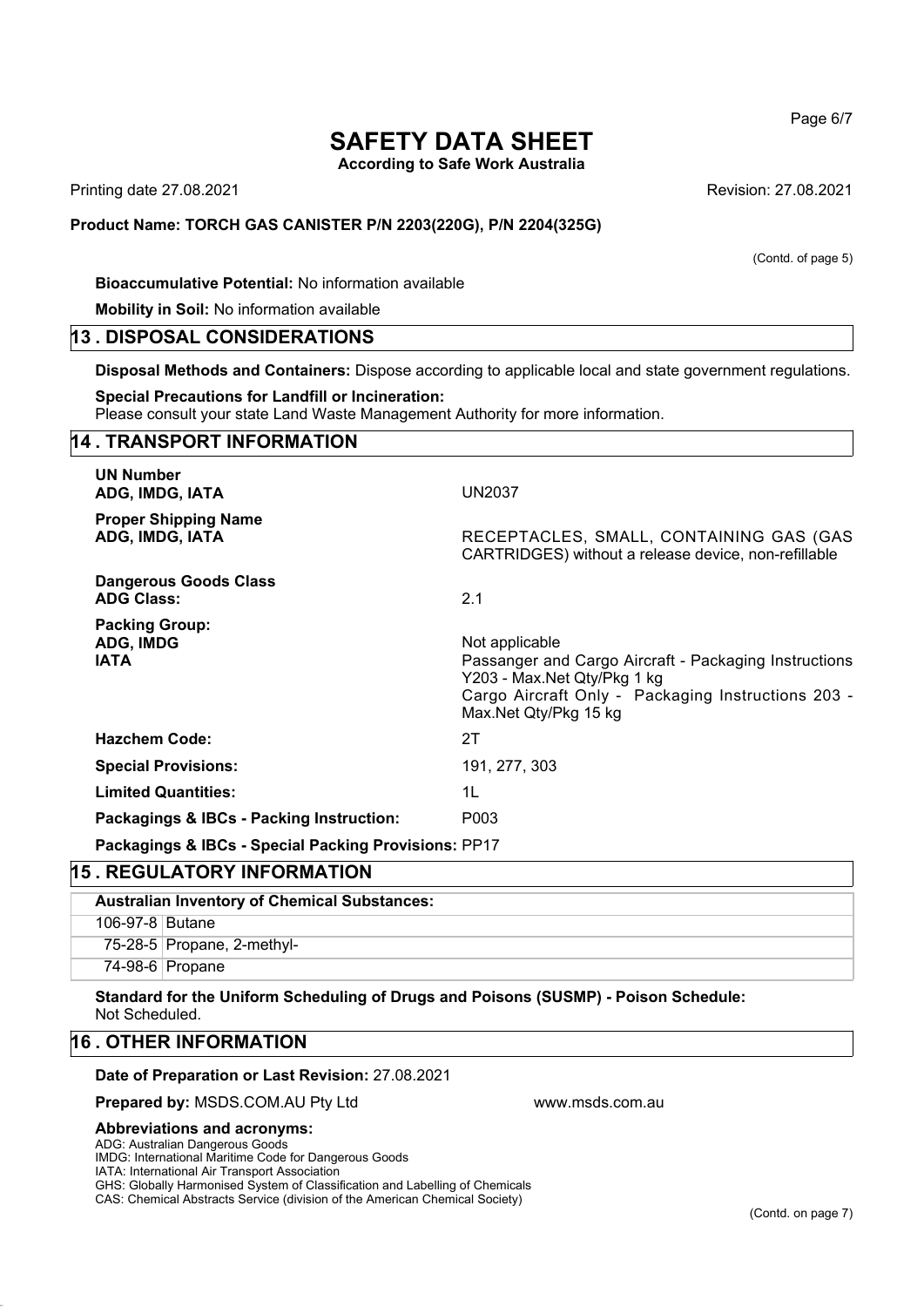**Bioaccumulative Potential:** No information available

**Mobility in Soil:** No information available

## 13 . DISPOSAL CONSIDERATIONS

**Disposal Methods and Containers:** Dispose according to applicable local and state government regulations.

**Special Precautions for Landfill or Incineration:**
Please consult your state Land Waste Management Authority for more information.

## 14 . TRANSPORT INFORMATION

**UN Number**
**ADG, IMDG, IATA** UN2037

**Proper Shipping Name**
**ADG, IMDG, IATA** RECEPTACLES, SMALL, CONTAINING GAS (GAS CARTRIDGES) without a release device, non-refillable

**Dangerous Goods Class**
**ADG Class:** 2.1

**Packing Group:**
**ADG, IMDG** Not applicable
**IATA** Passanger and Cargo Aircraft - Packaging Instructions Y203 - Max.Net Qty/Pkg 1 kg
Cargo Aircraft Only - Packaging Instructions 203 - Max.Net Qty/Pkg 15 kg

**Hazchem Code:** 2T

**Special Provisions:** 191, 277, 303

**Limited Quantities:** 1L

**Packagings & IBCs - Packing Instruction:** P003

**Packagings & IBCs - Special Packing Provisions:** PP17

## 15 . REGULATORY INFORMATION

| Australian Inventory of Chemical Substances: | |
|---|---|
| 106-97-8 | Butane |
| 75-28-5 | Propane, 2-methyl- |
| 74-98-6 | Propane |

**Standard for the Uniform Scheduling of Drugs and Poisons (SUSMP) - Poison Schedule:**
Not Scheduled.

## 16 . OTHER INFORMATION

**Date of Preparation or Last Revision:** 27.08.2021

**Prepared by:** MSDS.COM.AU Pty Ltd www.msds.com.au

**Abbreviations and acronyms:**
ADG: Australian Dangerous Goods
IMDG: International Maritime Code for Dangerous Goods
IATA: International Air Transport Association
GHS: Globally Harmonised System of Classification and Labelling of Chemicals
CAS: Chemical Abstracts Service (division of the American Chemical Society)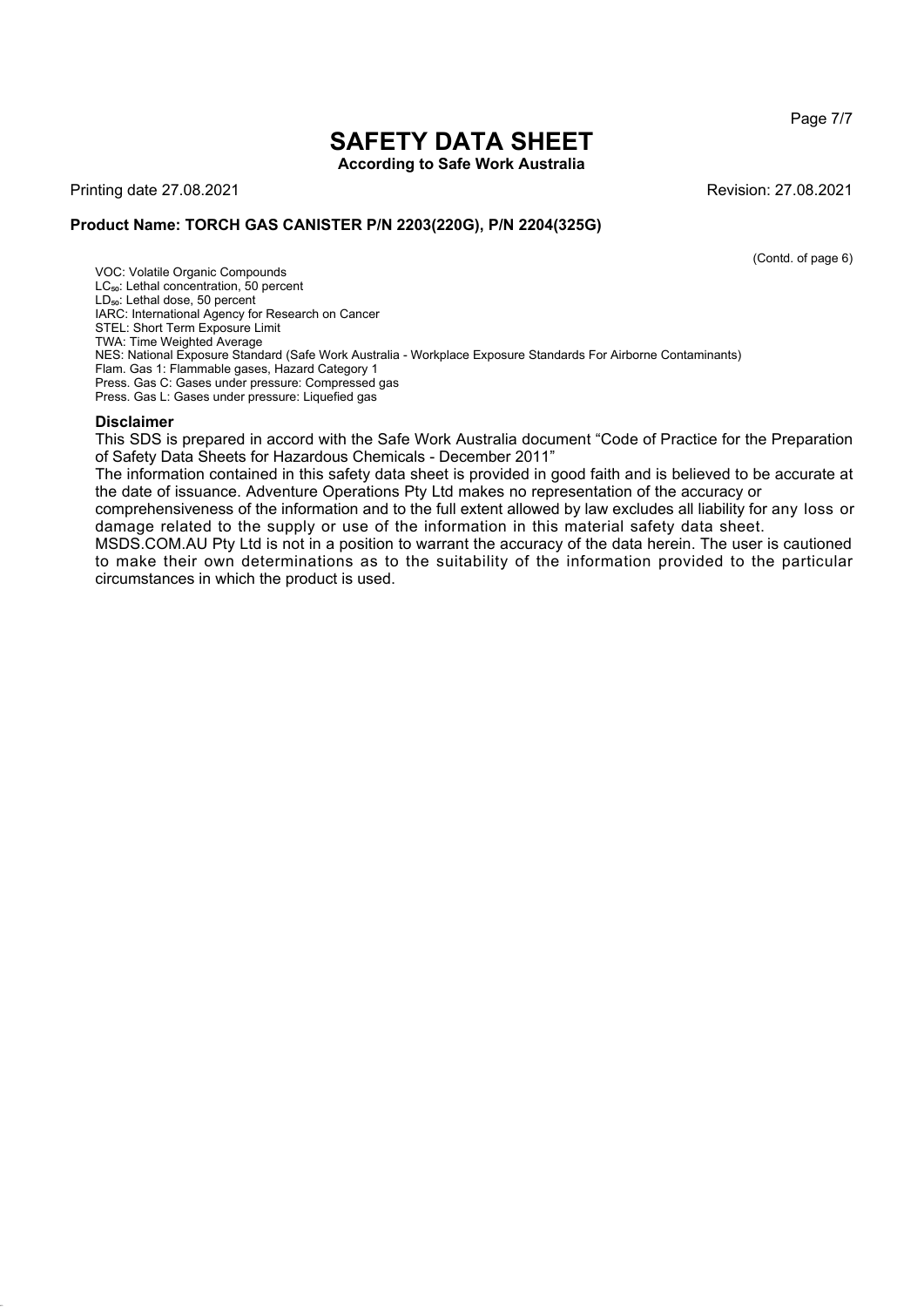# SAFETY DATA SHEET

**According to Safe Work Australia**

Printing date 27.08.2021 Revision: 27.08.2021

**Product Name: TORCH GAS CANISTER P/N 2203(220G), P/N 2204(325G)**

(Contd. of page 6)

VOC: Volatile Organic Compounds
$LC_{50}$: Lethal concentration, 50 percent
$LD_{50}$: Lethal dose, 50 percent
IARC: International Agency for Research on Cancer
STEL: Short Term Exposure Limit
TWA: Time Weighted Average
NES: National Exposure Standard (Safe Work Australia - Workplace Exposure Standards For Airborne Contaminants)
Flam. Gas 1: Flammable gases, Hazard Category 1
Press. Gas C: Gases under pressure: Compressed gas
Press. Gas L: Gases under pressure: Liquefied gas

**Disclaimer**

This SDS is prepared in accord with the Safe Work Australia document "Code of Practice for the Preparation of Safety Data Sheets for Hazardous Chemicals - December 2011"
The information contained in this safety data sheet is provided in good faith and is believed to be accurate at the date of issuance. Adventure Operations Pty Ltd makes no representation of the accuracy or comprehensiveness of the information and to the full extent allowed by law excludes all liability for any loss or damage related to the supply or use of the information in this material safety data sheet.
MSDS.COM.AU Pty Ltd is not in a position to warrant the accuracy of the data herein. The user is cautioned to make their own determinations as to the suitability of the information provided to the particular circumstances in which the product is used.